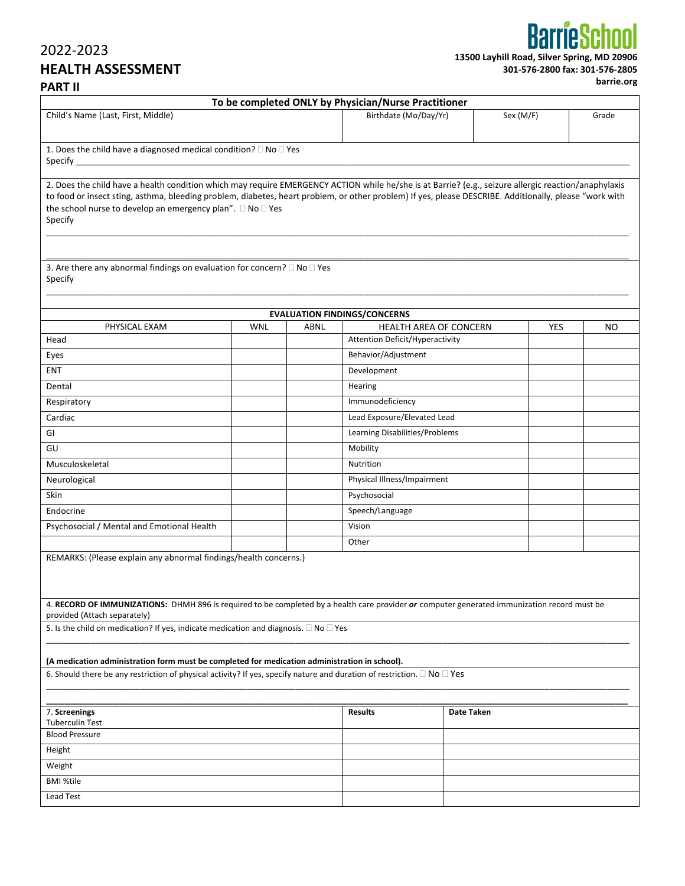2022-2023

# HEALTH ASSESSMENT

## PART II

**BarrieSchool**

**13500 Layhill Road, Silver Spring, MD 20906**
**301-576-2800 fax: 301-576-2805**
**barrie.org**

**To be completed ONLY by Physician/Nurse Practitioner**

| Child's Name (Last, First, Middle) | Birthdate (Mo/Day/Yr) | Sex (M/F) | Grade |
|---|---|---|---|
| | | | |

1. Does the child have a diagnosed medical condition? ☐ No ☐ Yes
Specify ______________________________________________________________________________

2. Does the child have a health condition which may require EMERGENCY ACTION while he/she is at Barrie? (e.g., seizure allergic reaction/anaphylaxis to food or insect sting, asthma, bleeding problem, diabetes, heart problem, or other problem) If yes, please DESCRIBE. Additionally, please "work with the school nurse to develop an emergency plan". ☐ No ☐ Yes
Specify

______________________________________________________________________________

______________________________________________________________________________

3. Are there any abnormal findings on evaluation for concern? ☐ No ☐ Yes
Specify

______________________________________________________________________________

**EVALUATION FINDINGS/CONCERNS**

| PHYSICAL EXAM | WNL | ABNL | HEALTH AREA OF CONCERN | YES | NO |
|---|---|---|---|---|---|
| Head | | | Attention Deficit/Hyperactivity | | |
| Eyes | | | Behavior/Adjustment | | |
| ENT | | | Development | | |
| Dental | | | Hearing | | |
| Respiratory | | | Immunodeficiency | | |
| Cardiac | | | Lead Exposure/Elevated Lead | | |
| GI | | | Learning Disabilities/Problems | | |
| GU | | | Mobility | | |
| Musculoskeletal | | | Nutrition | | |
| Neurological | | | Physical Illness/Impairment | | |
| Skin | | | Psychosocial | | |
| Endocrine | | | Speech/Language | | |
| Psychosocial / Mental and Emotional Health | | | Vision | | |
| | | | Other | | |

REMARKS: (Please explain any abnormal findings/health concerns.)

4. **RECORD OF IMMUNIZATIONS:** DHMH 896 is required to be completed by a health care provider ***or*** computer generated immunization record must be provided (Attach separately)

5. Is the child on medication? If yes, indicate medication and diagnosis. ☐ No ☐ Yes

______________________________________________________________________________

**(A medication administration form must be completed for medication administration in school).**

6. Should there be any restriction of physical activity? If yes, specify nature and duration of restriction. ☐ No ☐ Yes

______________________________________________________________________________

______________________________________________________________________________

| 7. **Screenings** | **Results** | **Date Taken** |
|---|---|---|
| Tuberculin Test | | |
| Blood Pressure | | |
| Height | | |
| Weight | | |
| BMI %tile | | |
| Lead Test | | |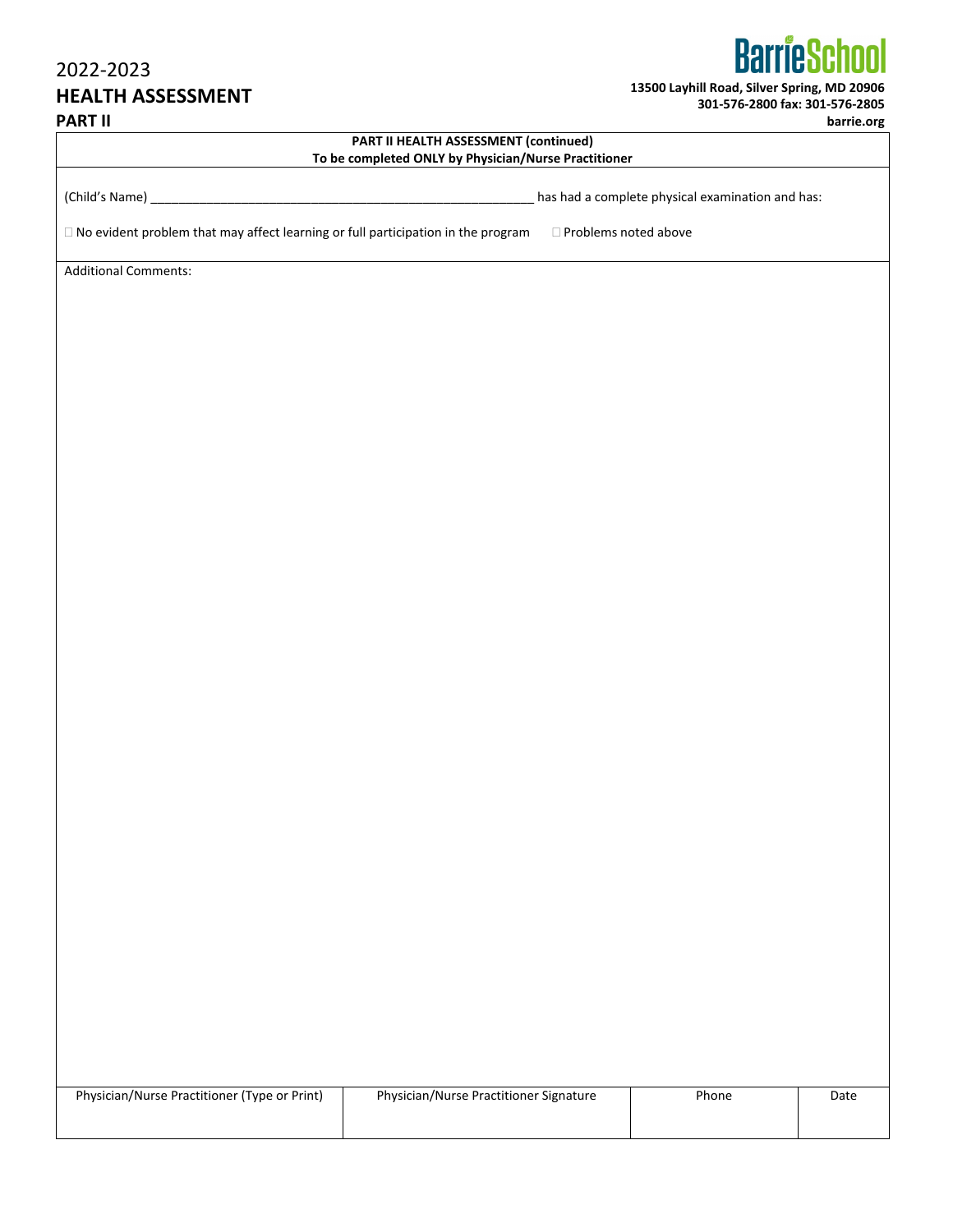2022-2023

# HEALTH ASSESSMENT

**PART II**

**BarrieSchool**

**13500 Layhill Road, Silver Spring, MD 20906**
**301-576-2800 fax: 301-576-2805**
**barrie.org**

**PART II HEALTH ASSESSMENT (continued)**
**To be completed ONLY by Physician/Nurse Practitioner**

(Child's Name) ________________________________________________________ has had a complete physical examination and has:

☐ No evident problem that may affect learning or full participation in the program ☐ Problems noted above

Additional Comments:

| Physician/Nurse Practitioner (Type or Print) | Physician/Nurse Practitioner Signature | Phone | Date |
|---|---|---|---|
| | | | |